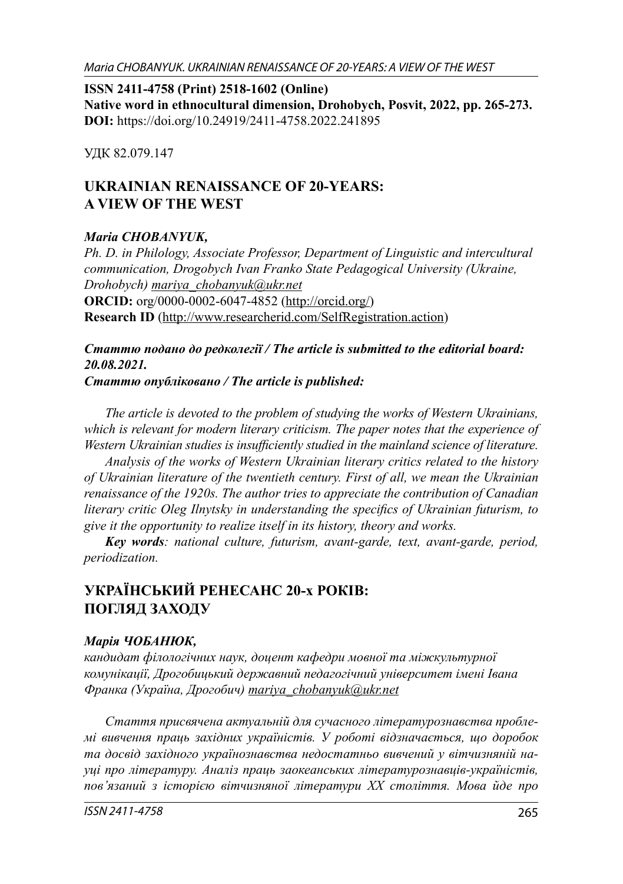**ISSN 2411-4758 (Print) 2518-1602 (Online)**
**Native word in ethnocultural dimension, Drohobych, Posvit, 2022, pp. 265-273.**
**DOI:** https://doi.org/10.24919/2411-4758.2022.241895

УДК 82.079.147

# UKRAINIAN RENAISSANCE OF 20-YEARS: A VIEW OF THE WEST

***Maria CHOBANYUK,***
*Ph. D. in Philology, Associate Professor, Department of Linguistic and intercultural communication, Drogobych Ivan Franko State Pedagogical University (Ukraine, Drohobych) mariya_chobanyuk@ukr.net*
**ORCID:** org/0000-0002-6047-4852 (http://orcid.org/)
**Research ID** (http://www.researcherid.com/SelfRegistration.action)

***Статтю подано до редколегії / The article is submitted to the editorial board: 20.08.2021.***
***Статтю опубліковано / The article is published:***

*The article is devoted to the problem of studying the works of Western Ukrainians, which is relevant for modern literary criticism. The paper notes that the experience of Western Ukrainian studies is insufficiently studied in the mainland science of literature.*

*Analysis of the works of Western Ukrainian literary critics related to the history of Ukrainian literature of the twentieth century. First of all, we mean the Ukrainian renaissance of the 1920s. The author tries to appreciate the contribution of Canadian literary critic Oleg Ilnytsky in understanding the specifics of Ukrainian futurism, to give it the opportunity to realize itself in its history, theory and works.*

***Key words**: national culture, futurism, avant-garde, text, avant-garde, period, periodization.*

# УКРАЇНСЬКИЙ РЕНЕСАНС 20-х РОКІВ: ПОГЛЯД ЗАХОДУ

***Марія ЧОБАНЮК,***
*кандидат філологічних наук, доцент кафедри мовної та міжкультурної комунікації, Дрогобицький державний педагогічний університет імені Івана Франка (Україна, Дрогобич) mariya_chobanyuk@ukr.net*

*Стаття присвячена актуальній для сучасного літературознавства проблемі вивчення праць західних україністів. У роботі відзначається, що доробок та досвід західного українознавства недостатньо вивчений у вітчизняній науці про літературу. Аналіз праць заокеанських літературознавців-україністів, пов'язаний з історією вітчизняної літератури XX століття. Мова йде про*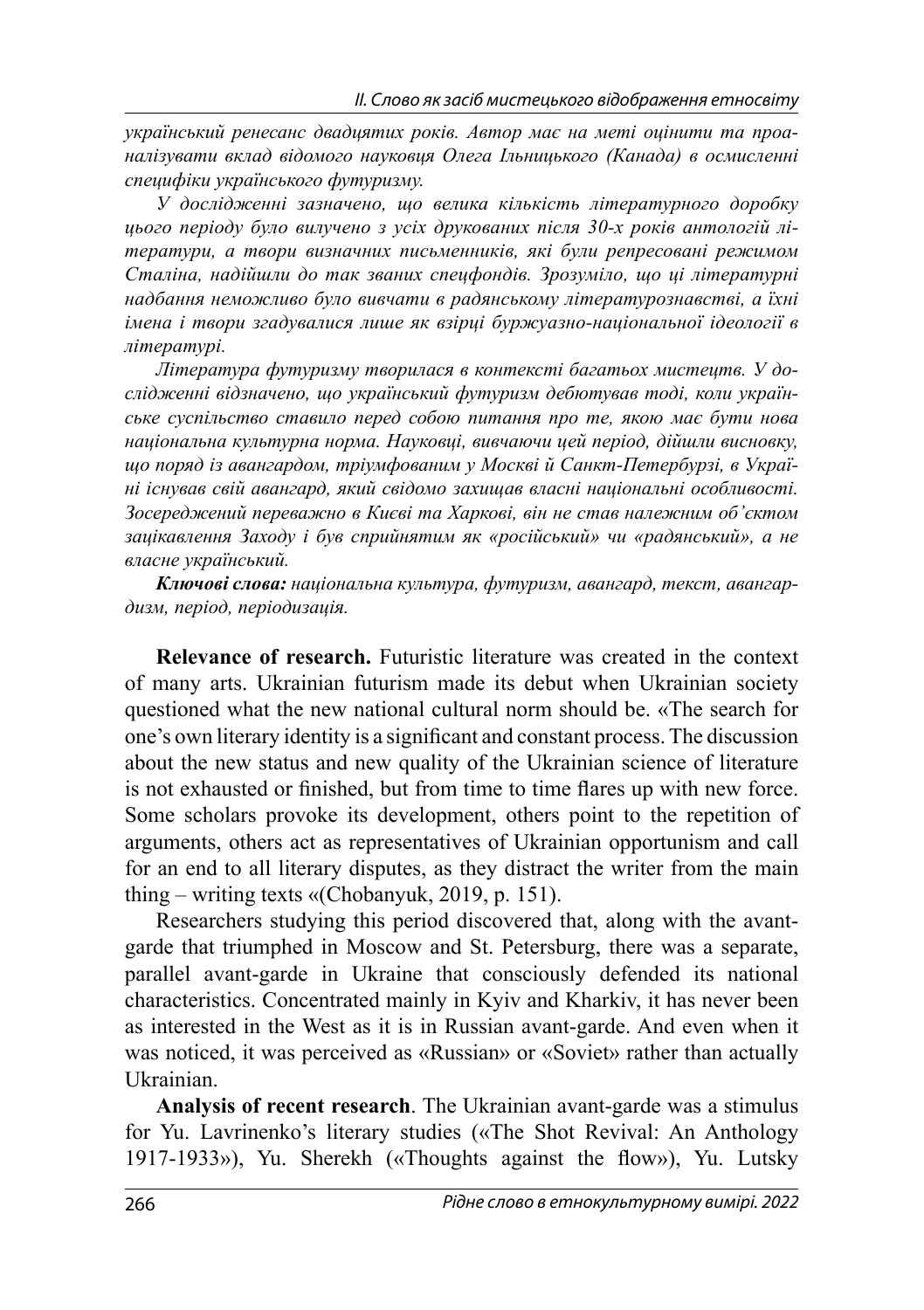*український ренесанс двадцятих років. Автор має на меті оцінити та проаналізувати вклад відомого науковця Олега Ільницького (Канада) в осмисленні специфіки українського футуризму.*

*У дослідженні зазначено, що велика кількість літературного доробку цього періоду було вилучено з усіх друкованих після 30-х років антологій літератури, а твори визначних письменників, які були репресовані режимом Сталіна, надійшли до так званих спецфондів. Зрозуміло, що ці літературні надбання неможливо було вивчати в радянському літературознавстві, а їхні імена і твори згадувалися лише як взірці буржуазно-національної ідеології в літературі.*

*Література футуризму творилася в контексті багатьох мистецтв. У дослідженні відзначено, що український футуризм дебютував тоді, коли українське суспільство ставило перед собою питання про те, якою має бути нова національна культурна норма. Науковці, вивчаючи цей період, дійшли висновку, що поряд із авангардом, тріумфованим у Москві й Санкт-Петербурзі, в Україні існував свій авангард, який свідомо захищав власні національні особливості. Зосереджений переважно в Києві та Харкові, він не став належним об'єктом зацікавлення Заходу і був сприйнятим як «російський» чи «радянський», а не власне український.*

***Ключові слова:** національна культура, футуризм, авангард, текст, авангардизм, період, періодизація.*

**Relevance of research.** Futuristic literature was created in the context of many arts. Ukrainian futurism made its debut when Ukrainian society questioned what the new national cultural norm should be. «The search for one's own literary identity is a significant and constant process. The discussion about the new status and new quality of the Ukrainian science of literature is not exhausted or finished, but from time to time flares up with new force. Some scholars provoke its development, others point to the repetition of arguments, others act as representatives of Ukrainian opportunism and call for an end to all literary disputes, as they distract the writer from the main thing – writing texts «(Chobanyuk, 2019, p. 151).

Researchers studying this period discovered that, along with the avant-garde that triumphed in Moscow and St. Petersburg, there was a separate, parallel avant-garde in Ukraine that consciously defended its national characteristics. Concentrated mainly in Kyiv and Kharkiv, it has never been as interested in the West as it is in Russian avant-garde. And even when it was noticed, it was perceived as «Russian» or «Soviet» rather than actually Ukrainian.

**Analysis of recent research**. The Ukrainian avant-garde was a stimulus for Yu. Lavrinenko's literary studies («The Shot Revival: An Anthology 1917-1933»), Yu. Sherekh («Thoughts against the flow»), Yu. Lutsky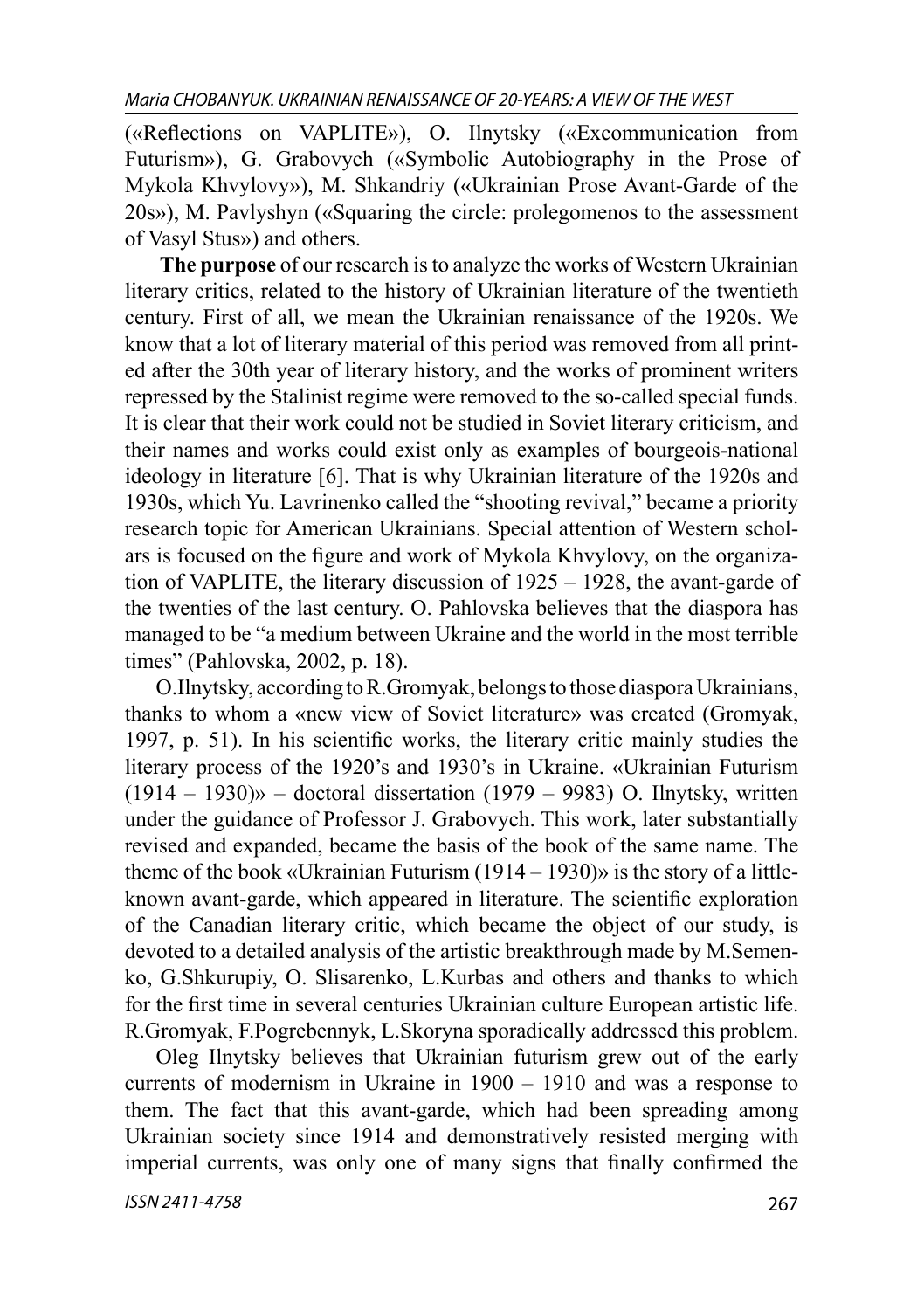(«Reflections on VAPLITE»), O. Ilnytsky («Excommunication from Futurism»), G. Grabovych («Symbolic Autobiography in the Prose of Mykola Khvylovy»), M. Shkandriy («Ukrainian Prose Avant-Garde of the 20s»), M. Pavlyshyn («Squaring the circle: prolegomenos to the assessment of Vasyl Stus») and others.

**The purpose** of our research is to analyze the works of Western Ukrainian literary critics, related to the history of Ukrainian literature of the twentieth century. First of all, we mean the Ukrainian renaissance of the 1920s. We know that a lot of literary material of this period was removed from all printed after the 30th year of literary history, and the works of prominent writers repressed by the Stalinist regime were removed to the so-called special funds. It is clear that their work could not be studied in Soviet literary criticism, and their names and works could exist only as examples of bourgeois-national ideology in literature [6]. That is why Ukrainian literature of the 1920s and 1930s, which Yu. Lavrinenko called the "shooting revival," became a priority research topic for American Ukrainians. Special attention of Western scholars is focused on the figure and work of Mykola Khvylovy, on the organization of VAPLITE, the literary discussion of 1925 – 1928, the avant-garde of the twenties of the last century. O. Pahlovska believes that the diaspora has managed to be "a medium between Ukraine and the world in the most terrible times" (Pahlovska, 2002, p. 18).

O.Ilnytsky, according to R.Gromyak, belongs to those diaspora Ukrainians, thanks to whom a «new view of Soviet literature» was created (Gromyak, 1997, p. 51). In his scientific works, the literary critic mainly studies the literary process of the 1920's and 1930's in Ukraine. «Ukrainian Futurism (1914 – 1930)» – doctoral dissertation (1979 – 9983) O. Ilnytsky, written under the guidance of Professor J. Grabovych. This work, later substantially revised and expanded, became the basis of the book of the same name. The theme of the book «Ukrainian Futurism (1914 – 1930)» is the story of a little-known avant-garde, which appeared in literature. The scientific exploration of the Canadian literary critic, which became the object of our study, is devoted to a detailed analysis of the artistic breakthrough made by M.Semenko, G.Shkurupiy, O. Slisarenko, L.Kurbas and others and thanks to which for the first time in several centuries Ukrainian culture European artistic life. R.Gromyak, F.Pogrebennyk, L.Skoryna sporadically addressed this problem.

Oleg Ilnytsky believes that Ukrainian futurism grew out of the early currents of modernism in Ukraine in 1900 – 1910 and was a response to them. The fact that this avant-garde, which had been spreading among Ukrainian society since 1914 and demonstratively resisted merging with imperial currents, was only one of many signs that finally confirmed the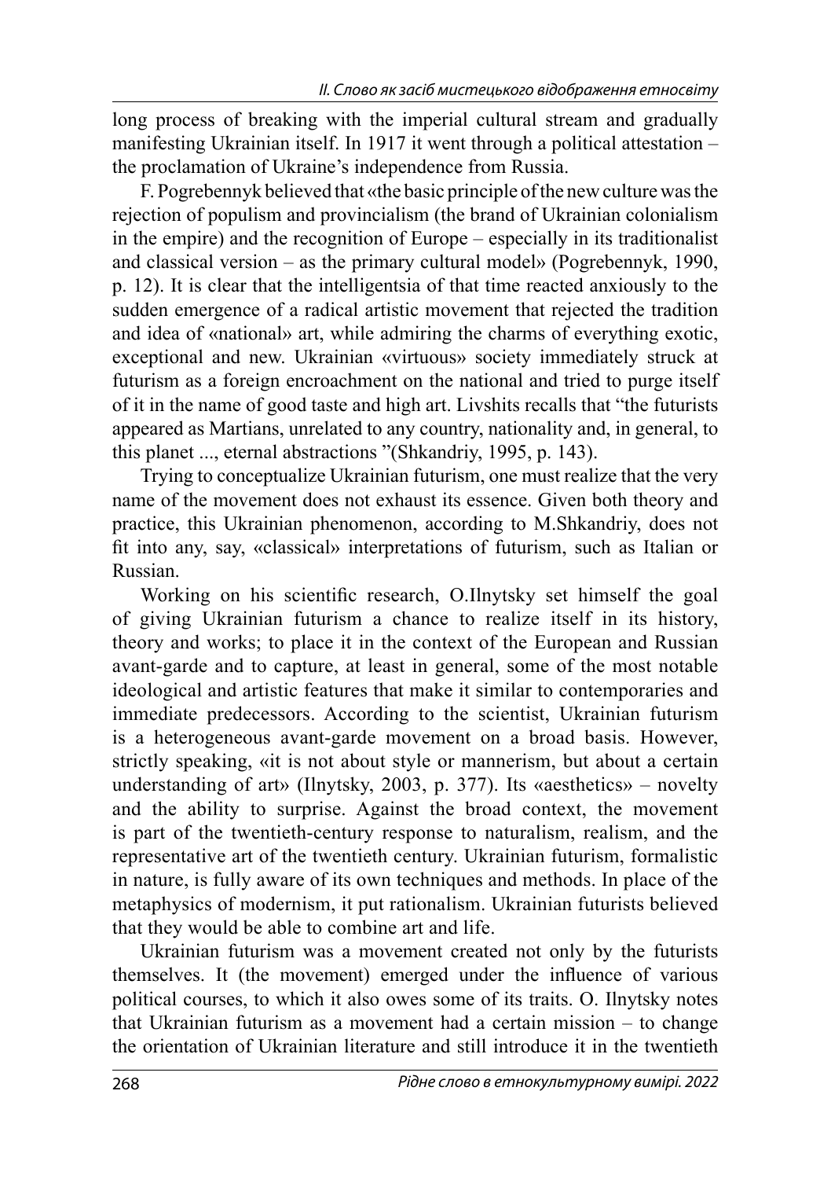long process of breaking with the imperial cultural stream and gradually manifesting Ukrainian itself. In 1917 it went through a political attestation – the proclamation of Ukraine's independence from Russia.

F. Pogrebennyk believed that «the basic principle of the new culture was the rejection of populism and provincialism (the brand of Ukrainian colonialism in the empire) and the recognition of Europe – especially in its traditionalist and classical version – as the primary cultural model» (Pogrebennyk, 1990, p. 12). It is clear that the intelligentsia of that time reacted anxiously to the sudden emergence of a radical artistic movement that rejected the tradition and idea of «national» art, while admiring the charms of everything exotic, exceptional and new. Ukrainian «virtuous» society immediately struck at futurism as a foreign encroachment on the national and tried to purge itself of it in the name of good taste and high art. Livshits recalls that "the futurists appeared as Martians, unrelated to any country, nationality and, in general, to this planet ..., eternal abstractions "(Shkandriy, 1995, p. 143).

Trying to conceptualize Ukrainian futurism, one must realize that the very name of the movement does not exhaust its essence. Given both theory and practice, this Ukrainian phenomenon, according to M.Shkandriy, does not fit into any, say, «classical» interpretations of futurism, such as Italian or Russian.

Working on his scientific research, O.Ilnytsky set himself the goal of giving Ukrainian futurism a chance to realize itself in its history, theory and works; to place it in the context of the European and Russian avant-garde and to capture, at least in general, some of the most notable ideological and artistic features that make it similar to contemporaries and immediate predecessors. According to the scientist, Ukrainian futurism is a heterogeneous avant-garde movement on a broad basis. However, strictly speaking, «it is not about style or mannerism, but about a certain understanding of art» (Ilnytsky, 2003, p. 377). Its «aesthetics» – novelty and the ability to surprise. Against the broad context, the movement is part of the twentieth-century response to naturalism, realism, and the representative art of the twentieth century. Ukrainian futurism, formalistic in nature, is fully aware of its own techniques and methods. In place of the metaphysics of modernism, it put rationalism. Ukrainian futurists believed that they would be able to combine art and life.

Ukrainian futurism was a movement created not only by the futurists themselves. It (the movement) emerged under the influence of various political courses, to which it also owes some of its traits. O. Ilnytsky notes that Ukrainian futurism as a movement had a certain mission – to change the orientation of Ukrainian literature and still introduce it in the twentieth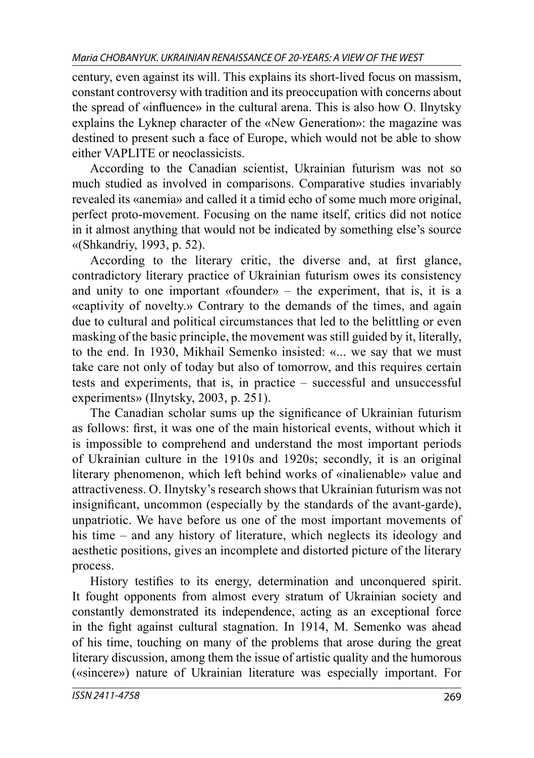century, even against its will. This explains its short-lived focus on massism, constant controversy with tradition and its preoccupation with concerns about the spread of «influence» in the cultural arena. This is also how O. Ilnytsky explains the Lyknep character of the «New Generation»: the magazine was destined to present such a face of Europe, which would not be able to show either VAPLITE or neoclassicists.

According to the Canadian scientist, Ukrainian futurism was not so much studied as involved in comparisons. Comparative studies invariably revealed its «anemia» and called it a timid echo of some much more original, perfect proto-movement. Focusing on the name itself, critics did not notice in it almost anything that would not be indicated by something else's source «(Shkandriy, 1993, p. 52).

According to the literary critic, the diverse and, at first glance, contradictory literary practice of Ukrainian futurism owes its consistency and unity to one important «founder» – the experiment, that is, it is a «captivity of novelty.» Contrary to the demands of the times, and again due to cultural and political circumstances that led to the belittling or even masking of the basic principle, the movement was still guided by it, literally, to the end. In 1930, Mikhail Semenko insisted: «... we say that we must take care not only of today but also of tomorrow, and this requires certain tests and experiments, that is, in practice – successful and unsuccessful experiments» (Ilnytsky, 2003, p. 251).

The Canadian scholar sums up the significance of Ukrainian futurism as follows: first, it was one of the main historical events, without which it is impossible to comprehend and understand the most important periods of Ukrainian culture in the 1910s and 1920s; secondly, it is an original literary phenomenon, which left behind works of «inalienable» value and attractiveness. O. Ilnytsky's research shows that Ukrainian futurism was not insignificant, uncommon (especially by the standards of the avant-garde), unpatriotic. We have before us one of the most important movements of his time – and any history of literature, which neglects its ideology and aesthetic positions, gives an incomplete and distorted picture of the literary process.

History testifies to its energy, determination and unconquered spirit. It fought opponents from almost every stratum of Ukrainian society and constantly demonstrated its independence, acting as an exceptional force in the fight against cultural stagnation. In 1914, M. Semenko was ahead of his time, touching on many of the problems that arose during the great literary discussion, among them the issue of artistic quality and the humorous («sincere») nature of Ukrainian literature was especially important. For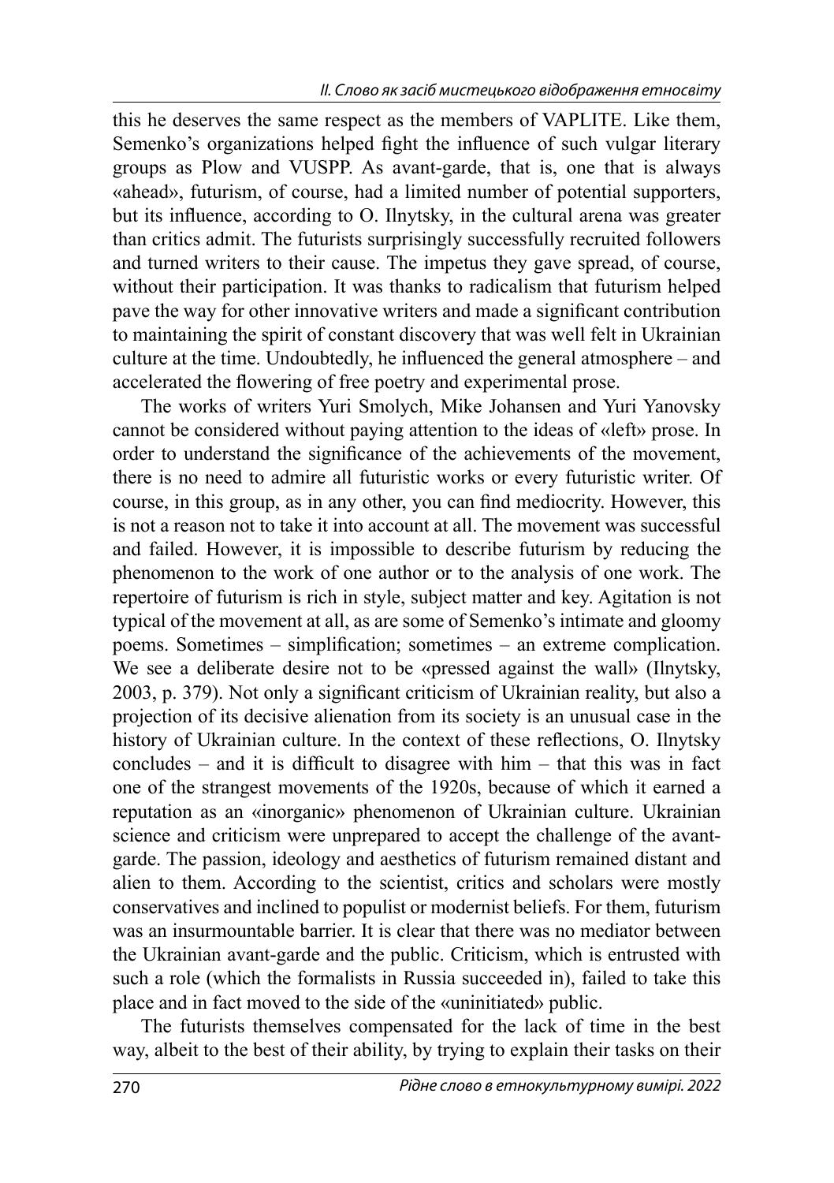this he deserves the same respect as the members of VAPLITE. Like them, Semenko's organizations helped fight the influence of such vulgar literary groups as Plow and VUSPP. As avant-garde, that is, one that is always «ahead», futurism, of course, had a limited number of potential supporters, but its influence, according to O. Ilnytsky, in the cultural arena was greater than critics admit. The futurists surprisingly successfully recruited followers and turned writers to their cause. The impetus they gave spread, of course, without their participation. It was thanks to radicalism that futurism helped pave the way for other innovative writers and made a significant contribution to maintaining the spirit of constant discovery that was well felt in Ukrainian culture at the time. Undoubtedly, he influenced the general atmosphere – and accelerated the flowering of free poetry and experimental prose.

The works of writers Yuri Smolych, Mike Johansen and Yuri Yanovsky cannot be considered without paying attention to the ideas of «left» prose. In order to understand the significance of the achievements of the movement, there is no need to admire all futuristic works or every futuristic writer. Of course, in this group, as in any other, you can find mediocrity. However, this is not a reason not to take it into account at all. The movement was successful and failed. However, it is impossible to describe futurism by reducing the phenomenon to the work of one author or to the analysis of one work. The repertoire of futurism is rich in style, subject matter and key. Agitation is not typical of the movement at all, as are some of Semenko's intimate and gloomy poems. Sometimes – simplification; sometimes – an extreme complication. We see a deliberate desire not to be «pressed against the wall» (Ilnytsky, 2003, p. 379). Not only a significant criticism of Ukrainian reality, but also a projection of its decisive alienation from its society is an unusual case in the history of Ukrainian culture. In the context of these reflections, O. Ilnytsky concludes – and it is difficult to disagree with him – that this was in fact one of the strangest movements of the 1920s, because of which it earned a reputation as an «inorganic» phenomenon of Ukrainian culture. Ukrainian science and criticism were unprepared to accept the challenge of the avant-garde. The passion, ideology and aesthetics of futurism remained distant and alien to them. According to the scientist, critics and scholars were mostly conservatives and inclined to populist or modernist beliefs. For them, futurism was an insurmountable barrier. It is clear that there was no mediator between the Ukrainian avant-garde and the public. Criticism, which is entrusted with such a role (which the formalists in Russia succeeded in), failed to take this place and in fact moved to the side of the «uninitiated» public.

The futurists themselves compensated for the lack of time in the best way, albeit to the best of their ability, by trying to explain their tasks on their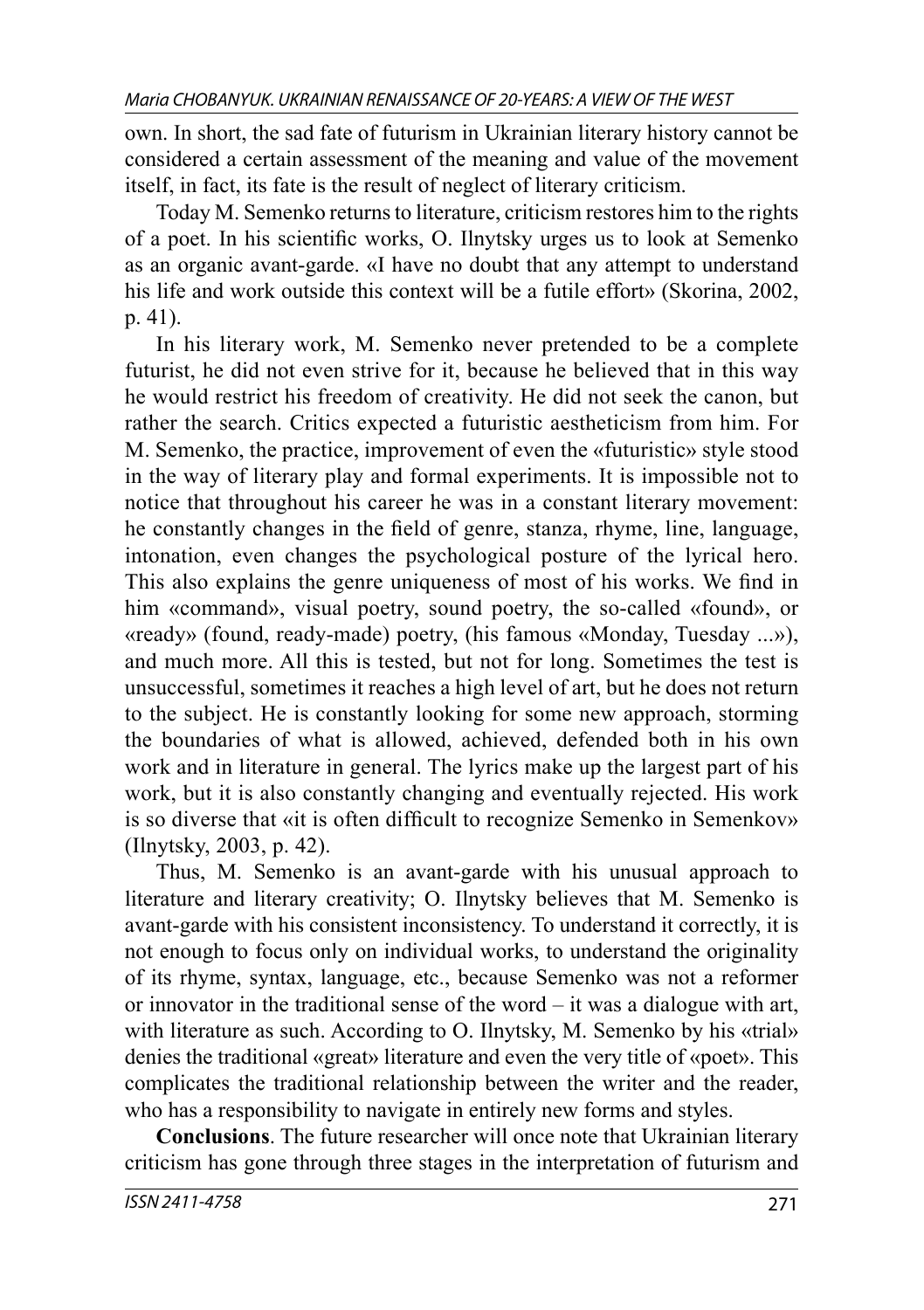own. In short, the sad fate of futurism in Ukrainian literary history cannot be considered a certain assessment of the meaning and value of the movement itself, in fact, its fate is the result of neglect of literary criticism.

Today M. Semenko returns to literature, criticism restores him to the rights of a poet. In his scientific works, O. Ilnytsky urges us to look at Semenko as an organic avant-garde. «I have no doubt that any attempt to understand his life and work outside this context will be a futile effort» (Skorina, 2002, p. 41).

In his literary work, M. Semenko never pretended to be a complete futurist, he did not even strive for it, because he believed that in this way he would restrict his freedom of creativity. He did not seek the canon, but rather the search. Critics expected a futuristic aestheticism from him. For M. Semenko, the practice, improvement of even the «futuristic» style stood in the way of literary play and formal experiments. It is impossible not to notice that throughout his career he was in a constant literary movement: he constantly changes in the field of genre, stanza, rhyme, line, language, intonation, even changes the psychological posture of the lyrical hero. This also explains the genre uniqueness of most of his works. We find in him «command», visual poetry, sound poetry, the so-called «found», or «ready» (found, ready-made) poetry, (his famous «Monday, Tuesday ...»), and much more. All this is tested, but not for long. Sometimes the test is unsuccessful, sometimes it reaches a high level of art, but he does not return to the subject. He is constantly looking for some new approach, storming the boundaries of what is allowed, achieved, defended both in his own work and in literature in general. The lyrics make up the largest part of his work, but it is also constantly changing and eventually rejected. His work is so diverse that «it is often difficult to recognize Semenko in Semenkov» (Ilnytsky, 2003, p. 42).

Thus, M. Semenko is an avant-garde with his unusual approach to literature and literary creativity; O. Ilnytsky believes that M. Semenko is avant-garde with his consistent inconsistency. To understand it correctly, it is not enough to focus only on individual works, to understand the originality of its rhyme, syntax, language, etc., because Semenko was not a reformer or innovator in the traditional sense of the word – it was a dialogue with art, with literature as such. According to O. Ilnytsky, M. Semenko by his «trial» denies the traditional «great» literature and even the very title of «poet». This complicates the traditional relationship between the writer and the reader, who has a responsibility to navigate in entirely new forms and styles.

**Conclusions**. The future researcher will once note that Ukrainian literary criticism has gone through three stages in the interpretation of futurism and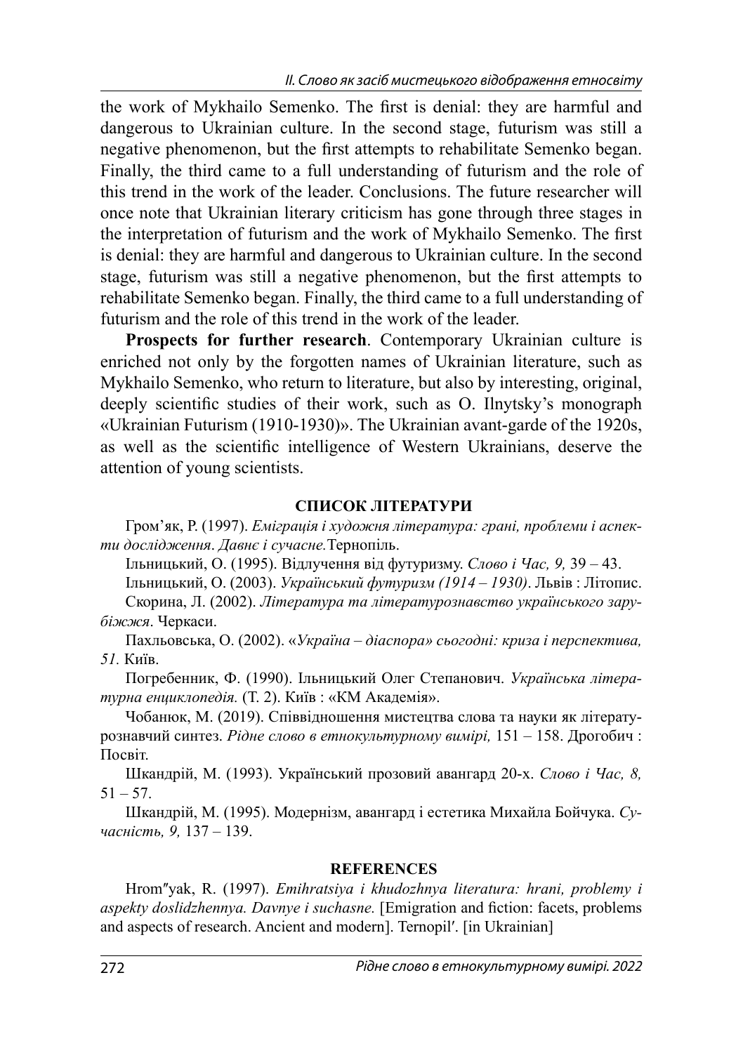the work of Mykhailo Semenko. The first is denial: they are harmful and dangerous to Ukrainian culture. In the second stage, futurism was still a negative phenomenon, but the first attempts to rehabilitate Semenko began. Finally, the third came to a full understanding of futurism and the role of this trend in the work of the leader. Conclusions. The future researcher will once note that Ukrainian literary criticism has gone through three stages in the interpretation of futurism and the work of Mykhailo Semenko. The first is denial: they are harmful and dangerous to Ukrainian culture. In the second stage, futurism was still a negative phenomenon, but the first attempts to rehabilitate Semenko began. Finally, the third came to a full understanding of futurism and the role of this trend in the work of the leader.

**Prospects for further research**. Contemporary Ukrainian culture is enriched not only by the forgotten names of Ukrainian literature, such as Mykhailo Semenko, who return to literature, but also by interesting, original, deeply scientific studies of their work, such as O. Ilnytsky's monograph «Ukrainian Futurism (1910-1930)». The Ukrainian avant-garde of the 1920s, as well as the scientific intelligence of Western Ukrainians, deserve the attention of young scientists.

## СПИСОК ЛІТЕРАТУРИ

Гром'як, Р. (1997). *Еміграція і художня література: грані, проблеми і аспекти дослідження*. *Давнє і сучасне.*Тернопіль.

Ільницький, О. (1995). Відлучення від футуризму. *Слово і Час, 9,* 39 – 43.

Ільницький, О. (2003). *Український футуризм (1914 – 1930)*. Львів : Літопис.

Скорина, Л. (2002). *Література та літературознавство українського зарубіжжя*. Черкаси.

Пахльовська, О. (2002). «*Україна – діаспора» сьогодні: криза і перспектива, 51.* Київ.

Погребенник, Ф. (1990). Ільницький Олег Степанович. *Українська літературна енциклопедія.* (Т. 2). Київ : «КМ Академія».

Чобанюк, М. (2019). Співвідношення мистецтва слова та науки як літературознавчий синтез. *Рідне слово в етнокультурному вимірі,* 151 – 158. Дрогобич : Посвіт.

Шкандрій, М. (1993). Український прозовий авангард 20-х. *Слово і Час, 8,* 51 – 57.

Шкандрій, М. (1995). Модернізм, авангард і естетика Михайла Бойчука. *Сучасність, 9,* 137 – 139.

## REFERENCES

Hrom″yak, R. (1997). *Emihratsiya i khudozhnya literatura: hrani, problemy i aspekty doslidzhennya. Davnye i suchasne.* [Emigration and fiction: facets, problems and aspects of research. Ancient and modern]. Ternopil′. [in Ukrainian]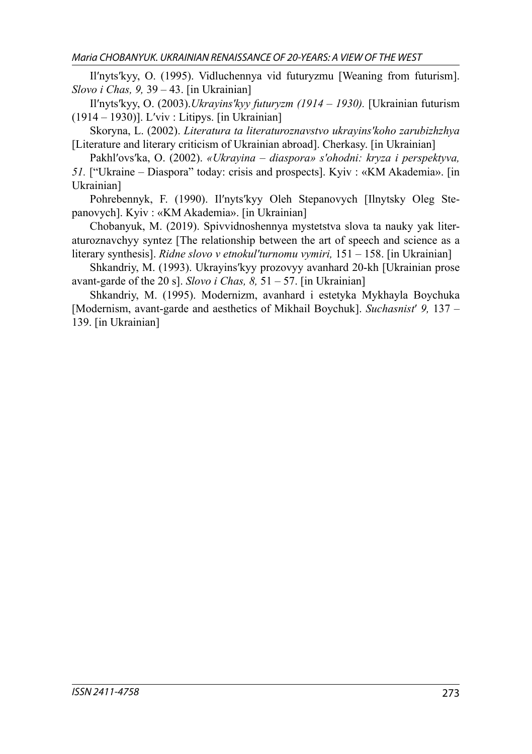Il′nyts′kyy, O. (1995). Vidluchennya vid futuryzmu [Weaning from futurism]. *Slovo i Chas, 9,* 39 – 43. [in Ukrainian]

Il′nyts′kyy, O. (2003).*Ukrayins'kyy futuryzm (1914 – 1930).* [Ukrainian futurism (1914 – 1930)]. L′viv : Litipys. [in Ukrainian]

Skoryna, L. (2002). *Literatura ta literaturoznavstvo ukrayins'koho zarubizhzhya* [Literature and literary criticism of Ukrainian abroad]. Cherkasy. [in Ukrainian]

Pakhl′ovs′ka, O. (2002). *«Ukrayina – diaspora» s'ohodni: kryza i perspektyva, 51.* ["Ukraine – Diaspora" today: crisis and prospects]. Kyiv : «KM Akademia». [in Ukrainian]

Pohrebennyk, F. (1990). Il′nyts′kyy Oleh Stepanovych [Ilnytsky Oleg Stepanovych]. Kyiv : «KM Akademia». [in Ukrainian]

Chobanyuk, M. (2019). Spivvidnoshennya mystetstva slova ta nauky yak literaturoznavchyy syntez [The relationship between the art of speech and science as a literary synthesis]. *Ridne slovo v etnokul'turnomu vymiri,* 151 – 158. [in Ukrainian]

Shkandriy, M. (1993). Ukrayins′kyy prozovyy avanhard 20-kh [Ukrainian prose avant-garde of the 20 s]. *Slovo i Chas, 8,* 51 – 57. [in Ukrainian]

Shkandriy, M. (1995). Modernizm, avanhard i estetyka Mykhayla Boychuka [Modernism, avant-garde and aesthetics of Mikhail Boychuk]. *Suchasnist′ 9,* 137 – 139. [in Ukrainian]